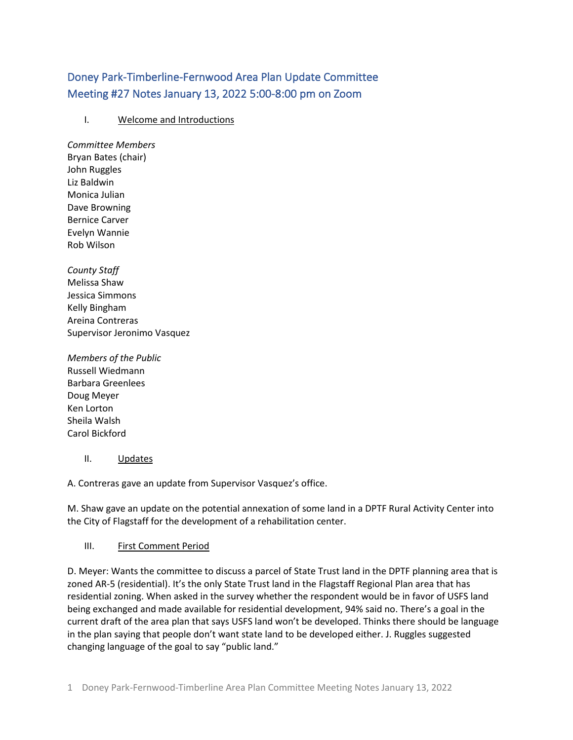# Doney Park-Timberline-Fernwood Area Plan Update Committee
# Meeting #27 Notes January 13, 2022 5:00-8:00 pm on Zoom

## I. Welcome and Introductions

*Committee Members*
Bryan Bates (chair)
John Ruggles
Liz Baldwin
Monica Julian
Dave Browning
Bernice Carver
Evelyn Wannie
Rob Wilson

*County Staff*
Melissa Shaw
Jessica Simmons
Kelly Bingham
Areina Contreras
Supervisor Jeronimo Vasquez

*Members of the Public*
Russell Wiedmann
Barbara Greenlees
Doug Meyer
Ken Lorton
Sheila Walsh
Carol Bickford

## II. Updates

A. Contreras gave an update from Supervisor Vasquez's office.

M. Shaw gave an update on the potential annexation of some land in a DPTF Rural Activity Center into the City of Flagstaff for the development of a rehabilitation center.

## III. First Comment Period

D. Meyer: Wants the committee to discuss a parcel of State Trust land in the DPTF planning area that is zoned AR-5 (residential). It's the only State Trust land in the Flagstaff Regional Plan area that has residential zoning. When asked in the survey whether the respondent would be in favor of USFS land being exchanged and made available for residential development, 94% said no. There's a goal in the current draft of the area plan that says USFS land won't be developed. Thinks there should be language in the plan saying that people don't want state land to be developed either. J. Ruggles suggested changing language of the goal to say "public land."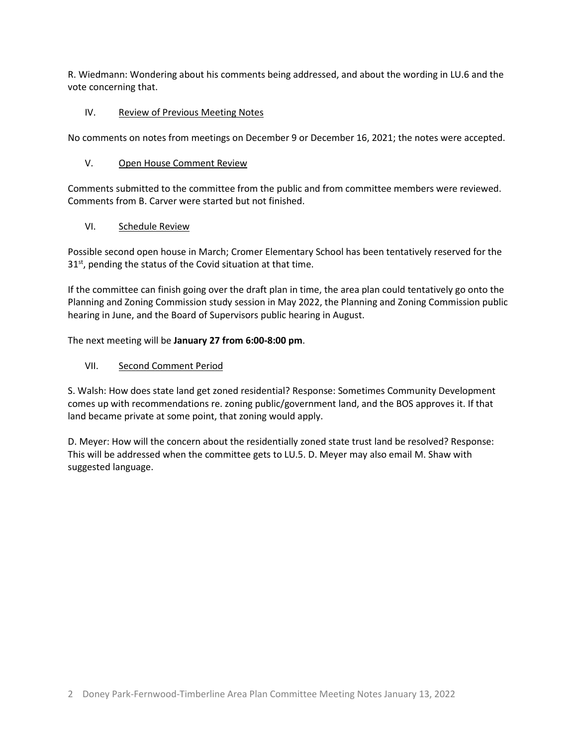R. Wiedmann: Wondering about his comments being addressed, and about the wording in LU.6 and the vote concerning that.

## IV. Review of Previous Meeting Notes

No comments on notes from meetings on December 9 or December 16, 2021; the notes were accepted.

## V. Open House Comment Review

Comments submitted to the committee from the public and from committee members were reviewed. Comments from B. Carver were started but not finished.

## VI. Schedule Review

Possible second open house in March; Cromer Elementary School has been tentatively reserved for the 31st, pending the status of the Covid situation at that time.

If the committee can finish going over the draft plan in time, the area plan could tentatively go onto the Planning and Zoning Commission study session in May 2022, the Planning and Zoning Commission public hearing in June, and the Board of Supervisors public hearing in August.

The next meeting will be **January 27 from 6:00-8:00 pm**.

## VII. Second Comment Period

S. Walsh: How does state land get zoned residential? Response: Sometimes Community Development comes up with recommendations re. zoning public/government land, and the BOS approves it. If that land became private at some point, that zoning would apply.

D. Meyer: How will the concern about the residentially zoned state trust land be resolved? Response: This will be addressed when the committee gets to LU.5. D. Meyer may also email M. Shaw with suggested language.